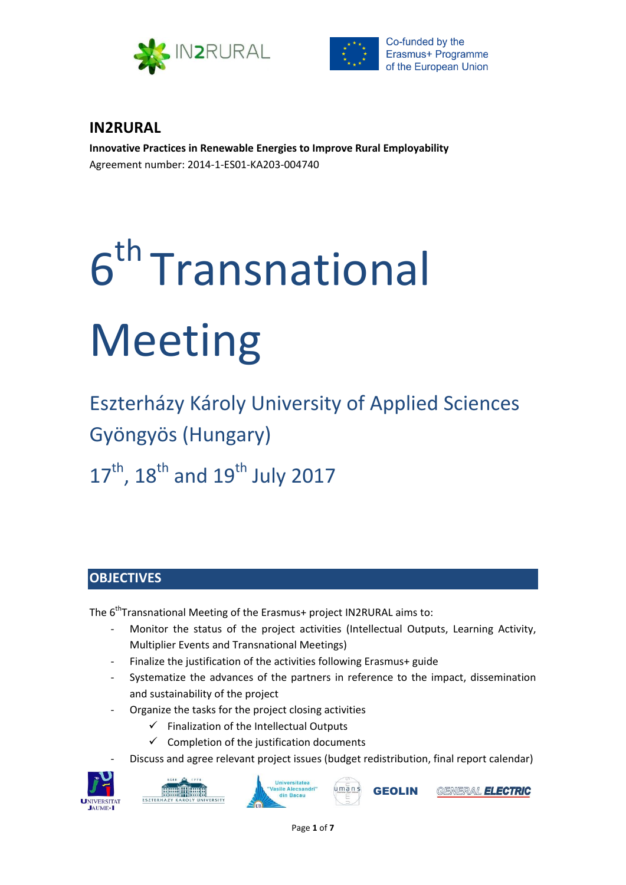Co-funded by the Erasmus+ Programme of the European Union

# IN2RURAL

**Innovative Practices in Renewable Energies to Improve Rural Employability**

Agreement number: 2014-1-ES01-KA203-004740

# 6th Transnational Meeting

## Eszterházy Károly University of Applied Sciences Gyöngyös (Hungary)

## 17th, 18th and 19th July 2017

## OBJECTIVES

The 6th Transnational Meeting of the Erasmus+ project IN2RURAL aims to:

- Monitor the status of the project activities (Intellectual Outputs, Learning Activity, Multiplier Events and Transnational Meetings)
- Finalize the justification of the activities following Erasmus+ guide
- Systematize the advances of the partners in reference to the impact, dissemination and sustainability of the project
- Organize the tasks for the project closing activities
  - ✓ Finalization of the Intellectual Outputs
  - ✓ Completion of the justification documents
- Discuss and agree relevant project issues (budget redistribution, final report calendar)

Universitat Jaume·I | Eszterházy Károly University | Universitatea "Vasile Alecsandri" din Bacau | umans | GEOLIN | GENERAL ELECTRIC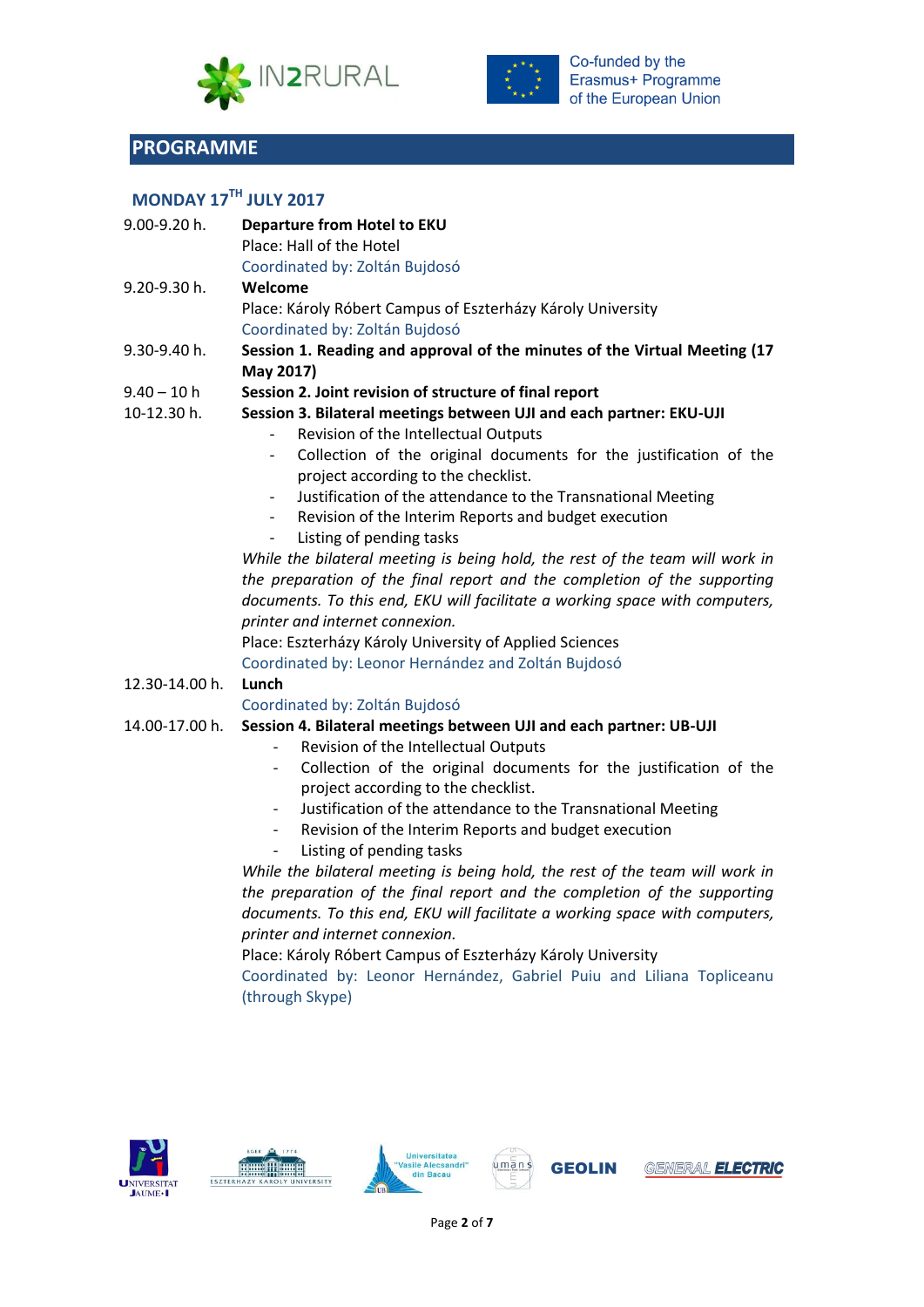## PROGRAMME

### MONDAY 17TH JULY 2017

**9.00-9.20 h. — Departure from Hotel to EKU**
Place: Hall of the Hotel
Coordinated by: Zoltán Bujdosó

**9.20-9.30 h. — Welcome**
Place: Károly Róbert Campus of Eszterházy Károly University
Coordinated by: Zoltán Bujdosó

**9.30-9.40 h. — Session 1. Reading and approval of the minutes of the Virtual Meeting (17 May 2017)**

**9.40 – 10 h — Session 2. Joint revision of structure of final report**

**10-12.30 h. — Session 3. Bilateral meetings between UJI and each partner: EKU-UJI**

- Revision of the Intellectual Outputs
- Collection of the original documents for the justification of the project according to the checklist.
- Justification of the attendance to the Transnational Meeting
- Revision of the Interim Reports and budget execution
- Listing of pending tasks

*While the bilateral meeting is being hold, the rest of the team will work in the preparation of the final report and the completion of the supporting documents. To this end, EKU will facilitate a working space with computers, printer and internet connexion.*

Place: Eszterházy Károly University of Applied Sciences
Coordinated by: Leonor Hernández and Zoltán Bujdosó

**12.30-14.00 h. — Lunch**
Coordinated by: Zoltán Bujdosó

**14.00-17.00 h. — Session 4. Bilateral meetings between UJI and each partner: UB-UJI**

- Revision of the Intellectual Outputs
- Collection of the original documents for the justification of the project according to the checklist.
- Justification of the attendance to the Transnational Meeting
- Revision of the Interim Reports and budget execution
- Listing of pending tasks

*While the bilateral meeting is being hold, the rest of the team will work in the preparation of the final report and the completion of the supporting documents. To this end, EKU will facilitate a working space with computers, printer and internet connexion.*

Place: Károly Róbert Campus of Eszterházy Károly University
Coordinated by: Leonor Hernández, Gabriel Puiu and Liliana Topliceanu (through Skype)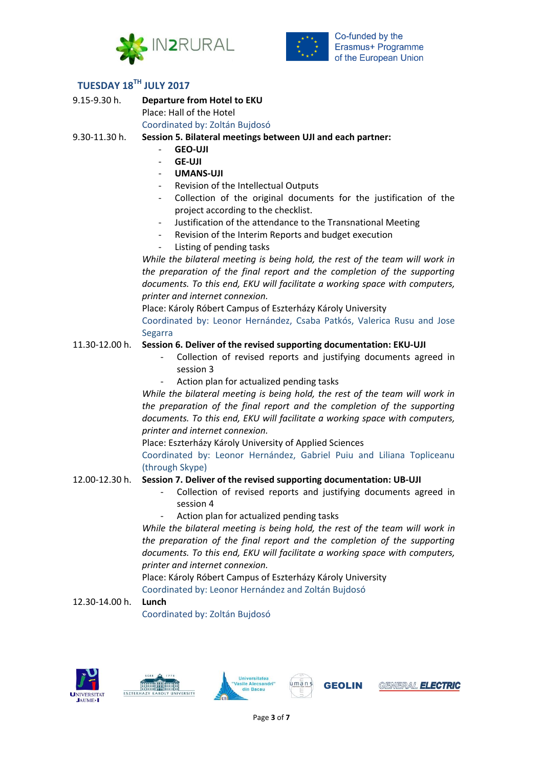## TUESDAY 18TH JULY 2017

9.15-9.30 h. **Departure from Hotel to EKU**
Place: Hall of the Hotel
Coordinated by: Zoltán Bujdosó

9.30-11.30 h. **Session 5. Bilateral meetings between UJI and each partner:**

- **GEO-UJI**
- **GE-UJI**
- **UMANS-UJI**
- Revision of the Intellectual Outputs
- Collection of the original documents for the justification of the project according to the checklist.
- Justification of the attendance to the Transnational Meeting
- Revision of the Interim Reports and budget execution
- Listing of pending tasks

*While the bilateral meeting is being hold, the rest of the team will work in the preparation of the final report and the completion of the supporting documents. To this end, EKU will facilitate a working space with computers, printer and internet connexion.*

Place: Károly Róbert Campus of Eszterházy Károly University
Coordinated by: Leonor Hernández, Csaba Patkós, Valerica Rusu and Jose Segarra

11.30-12.00 h. **Session 6. Deliver of the revised supporting documentation: EKU-UJI**

- Collection of revised reports and justifying documents agreed in session 3
- Action plan for actualized pending tasks

*While the bilateral meeting is being hold, the rest of the team will work in the preparation of the final report and the completion of the supporting documents. To this end, EKU will facilitate a working space with computers, printer and internet connexion.*

Place: Eszterházy Károly University of Applied Sciences
Coordinated by: Leonor Hernández, Gabriel Puiu and Liliana Topliceanu (through Skype)

12.00-12.30 h. **Session 7. Deliver of the revised supporting documentation: UB-UJI**

- Collection of revised reports and justifying documents agreed in session 4
- Action plan for actualized pending tasks

*While the bilateral meeting is being hold, the rest of the team will work in the preparation of the final report and the completion of the supporting documents. To this end, EKU will facilitate a working space with computers, printer and internet connexion.*

Place: Károly Róbert Campus of Eszterházy Károly University
Coordinated by: Leonor Hernández and Zoltán Bujdosó

12.30-14.00 h. **Lunch**
Coordinated by: Zoltán Bujdosó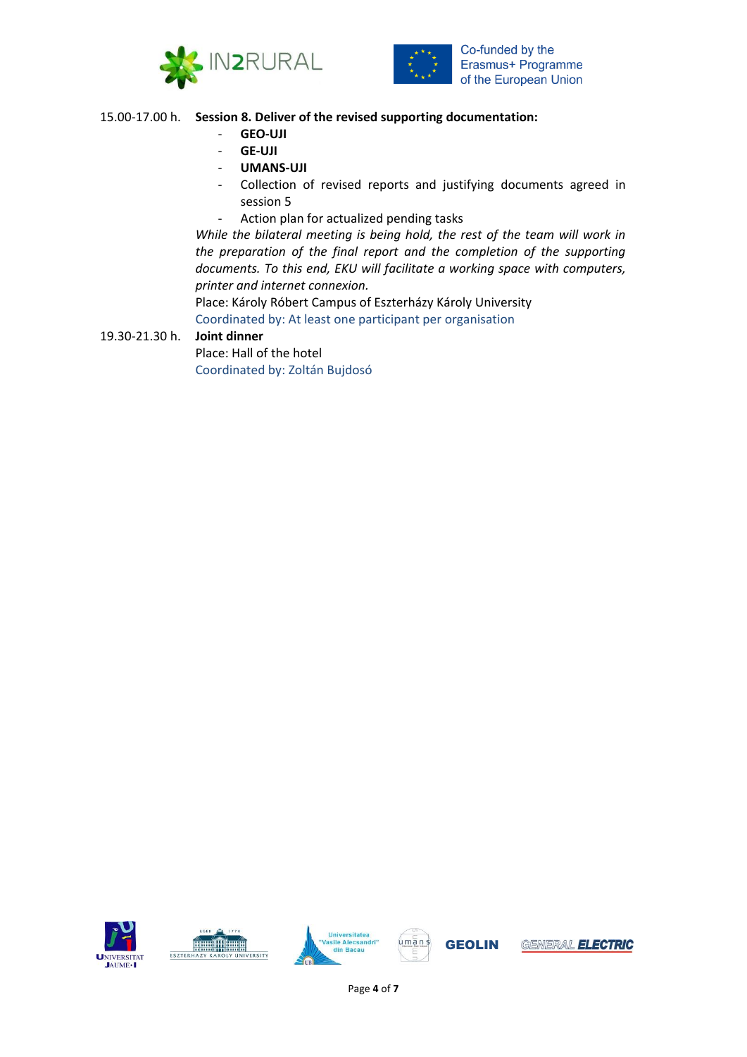15.00-17.00 h. **Session 8. Deliver of the revised supporting documentation:**

- **GEO-UJI**
- **GE-UJI**
- **UMANS-UJI**
- Collection of revised reports and justifying documents agreed in session 5
- Action plan for actualized pending tasks

*While the bilateral meeting is being hold, the rest of the team will work in the preparation of the final report and the completion of the supporting documents. To this end, EKU will facilitate a working space with computers, printer and internet connexion.*

Place: Károly Róbert Campus of Eszterházy Károly University

Coordinated by: At least one participant per organisation

19.30-21.30 h. **Joint dinner**

Place: Hall of the hotel

Coordinated by: Zoltán Bujdosó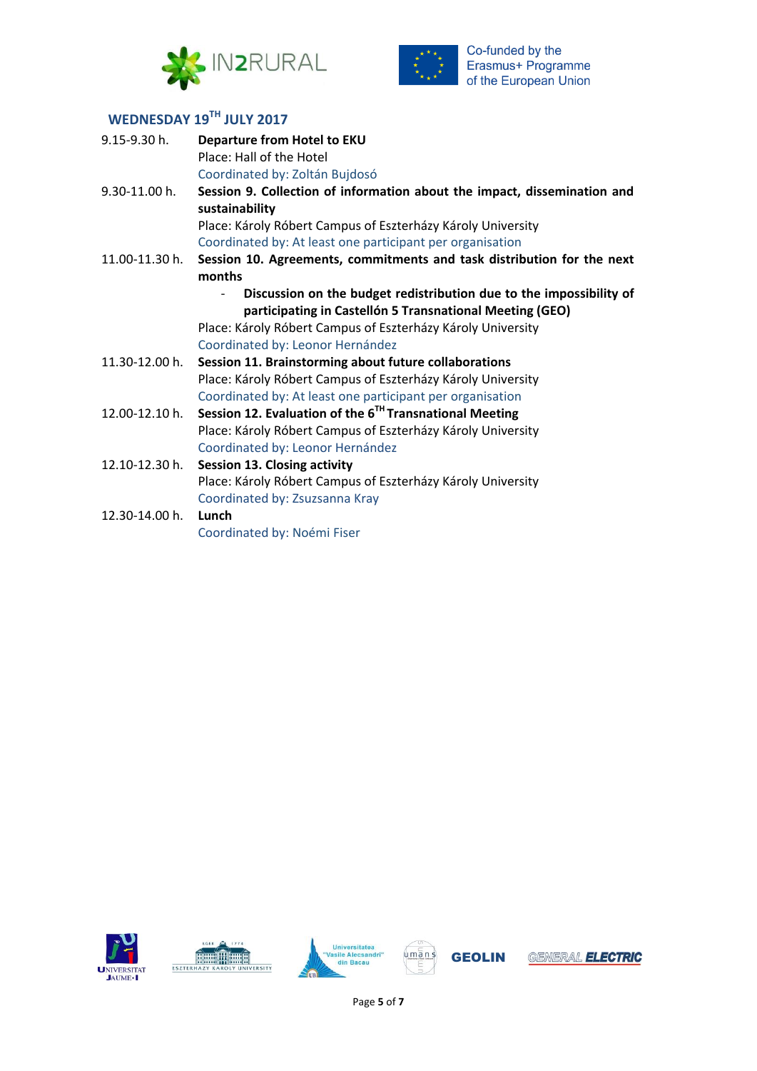## WEDNESDAY 19TH JULY 2017

| | |
|---|---|
| 9.15-9.30 h. | **Departure from Hotel to EKU**<br>Place: Hall of the Hotel<br>Coordinated by: Zoltán Bujdosó |
| 9.30-11.00 h. | **Session 9. Collection of information about the impact, dissemination and sustainability**<br>Place: Károly Róbert Campus of Eszterházy Károly University<br>Coordinated by: At least one participant per organisation |
| 11.00-11.30 h. | **Session 10. Agreements, commitments and task distribution for the next months**<br>- **Discussion on the budget redistribution due to the impossibility of participating in Castellón 5 Transnational Meeting (GEO)**<br>Place: Károly Róbert Campus of Eszterházy Károly University<br>Coordinated by: Leonor Hernández |
| 11.30-12.00 h. | **Session 11. Brainstorming about future collaborations**<br>Place: Károly Róbert Campus of Eszterházy Károly University<br>Coordinated by: At least one participant per organisation |
| 12.00-12.10 h. | **Session 12. Evaluation of the 6TH Transnational Meeting**<br>Place: Károly Róbert Campus of Eszterházy Károly University<br>Coordinated by: Leonor Hernández |
| 12.10-12.30 h. | **Session 13. Closing activity**<br>Place: Károly Róbert Campus of Eszterházy Károly University<br>Coordinated by: Zsuzsanna Kray |
| 12.30-14.00 h. | **Lunch**<br>Coordinated by: Noémi Fiser |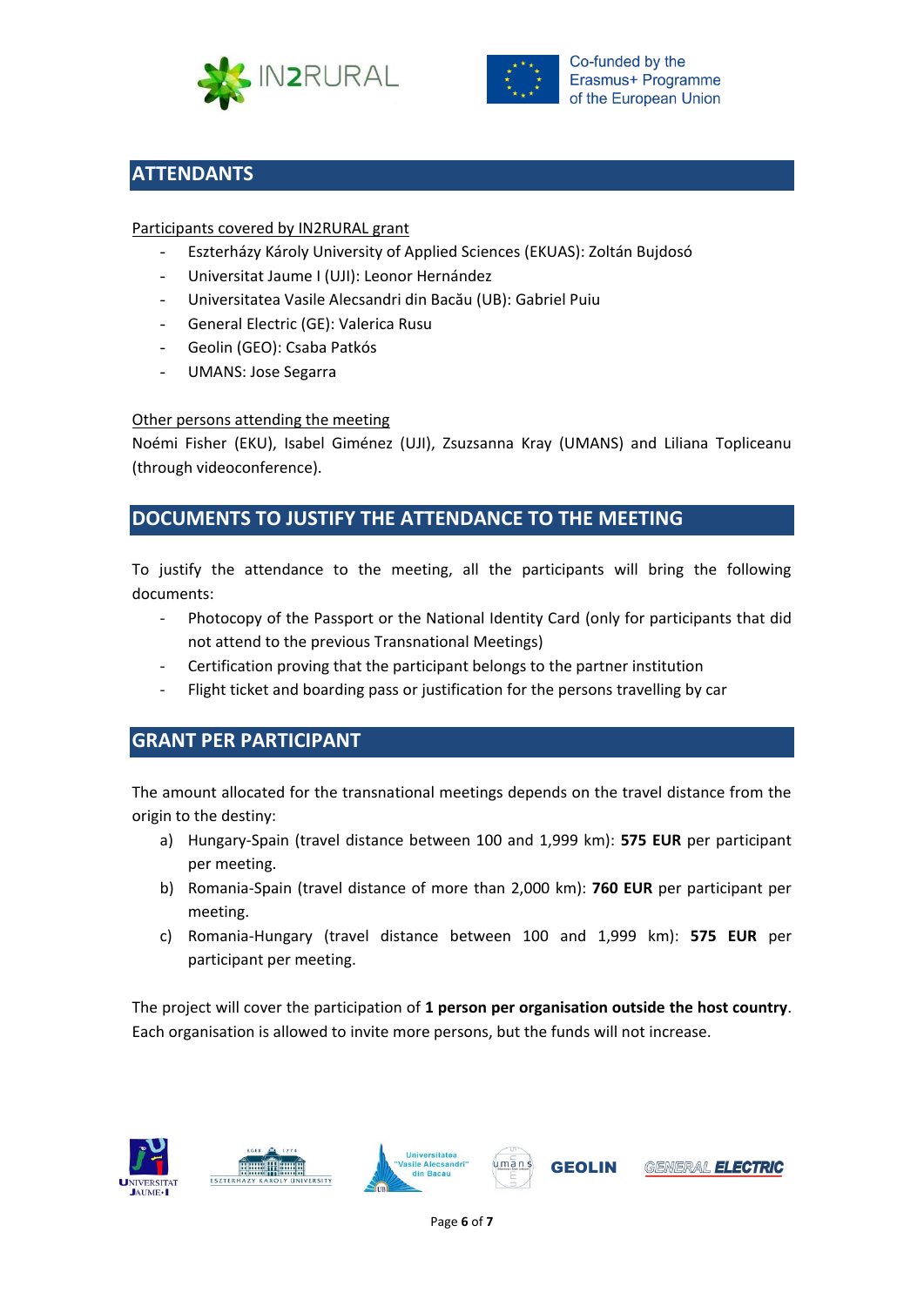## ATTENDANTS

Participants covered by IN2RURAL grant

- Eszterházy Károly University of Applied Sciences (EKUAS): Zoltán Bujdosó
- Universitat Jaume I (UJI): Leonor Hernández
- Universitatea Vasile Alecsandri din Bacău (UB): Gabriel Puiu
- General Electric (GE): Valerica Rusu
- Geolin (GEO): Csaba Patkós
- UMANS: Jose Segarra

Other persons attending the meeting

Noémi Fisher (EKU), Isabel Giménez (UJI), Zsuzsanna Kray (UMANS) and Liliana Topliceanu (through videoconference).

## DOCUMENTS TO JUSTIFY THE ATTENDANCE TO THE MEETING

To justify the attendance to the meeting, all the participants will bring the following documents:

- Photocopy of the Passport or the National Identity Card (only for participants that did not attend to the previous Transnational Meetings)
- Certification proving that the participant belongs to the partner institution
- Flight ticket and boarding pass or justification for the persons travelling by car

## GRANT PER PARTICIPANT

The amount allocated for the transnational meetings depends on the travel distance from the origin to the destiny:

a) Hungary-Spain (travel distance between 100 and 1,999 km): **575 EUR** per participant per meeting.
b) Romania-Spain (travel distance of more than 2,000 km): **760 EUR** per participant per meeting.
c) Romania-Hungary (travel distance between 100 and 1,999 km): **575 EUR** per participant per meeting.

The project will cover the participation of **1 person per organisation outside the host country**. Each organisation is allowed to invite more persons, but the funds will not increase.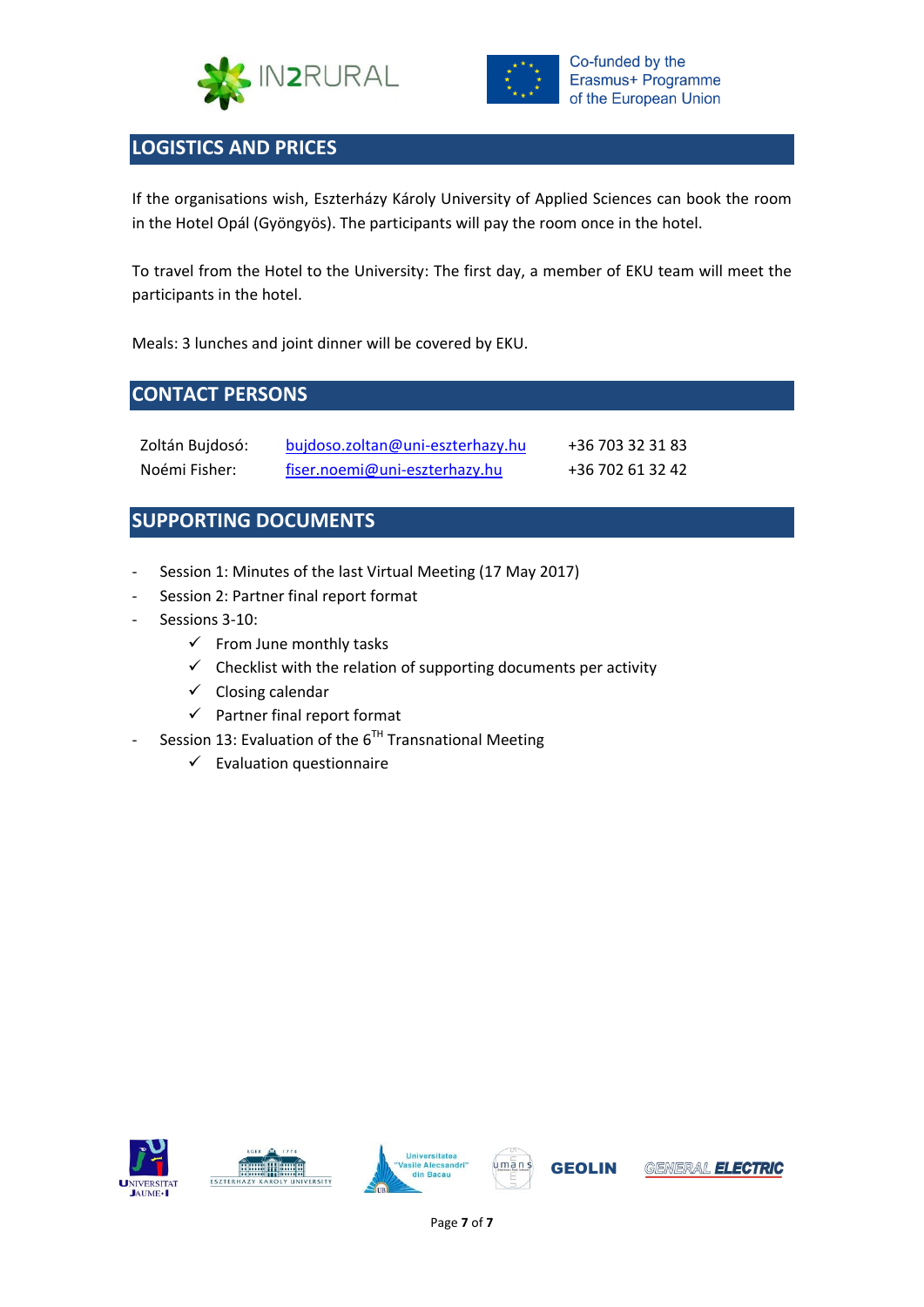## LOGISTICS AND PRICES

If the organisations wish, Eszterházy Károly University of Applied Sciences can book the room in the Hotel Opál (Gyöngyös). The participants will pay the room once in the hotel.

To travel from the Hotel to the University: The first day, a member of EKU team will meet the participants in the hotel.

Meals: 3 lunches and joint dinner will be covered by EKU.

## CONTACT PERSONS

| | | |
|---|---|---|
| Zoltán Bujdosó: | bujdoso.zoltan@uni-eszterhazy.hu | +36 703 32 31 83 |
| Noémi Fisher: | fiser.noemi@uni-eszterhazy.hu | +36 702 61 32 42 |

## SUPPORTING DOCUMENTS

- Session 1: Minutes of the last Virtual Meeting (17 May 2017)
- Session 2: Partner final report format
- Sessions 3-10:
  - ✓ From June monthly tasks
  - ✓ Checklist with the relation of supporting documents per activity
  - ✓ Closing calendar
  - ✓ Partner final report format
- Session 13: Evaluation of the 6TH Transnational Meeting
  - ✓ Evaluation questionnaire